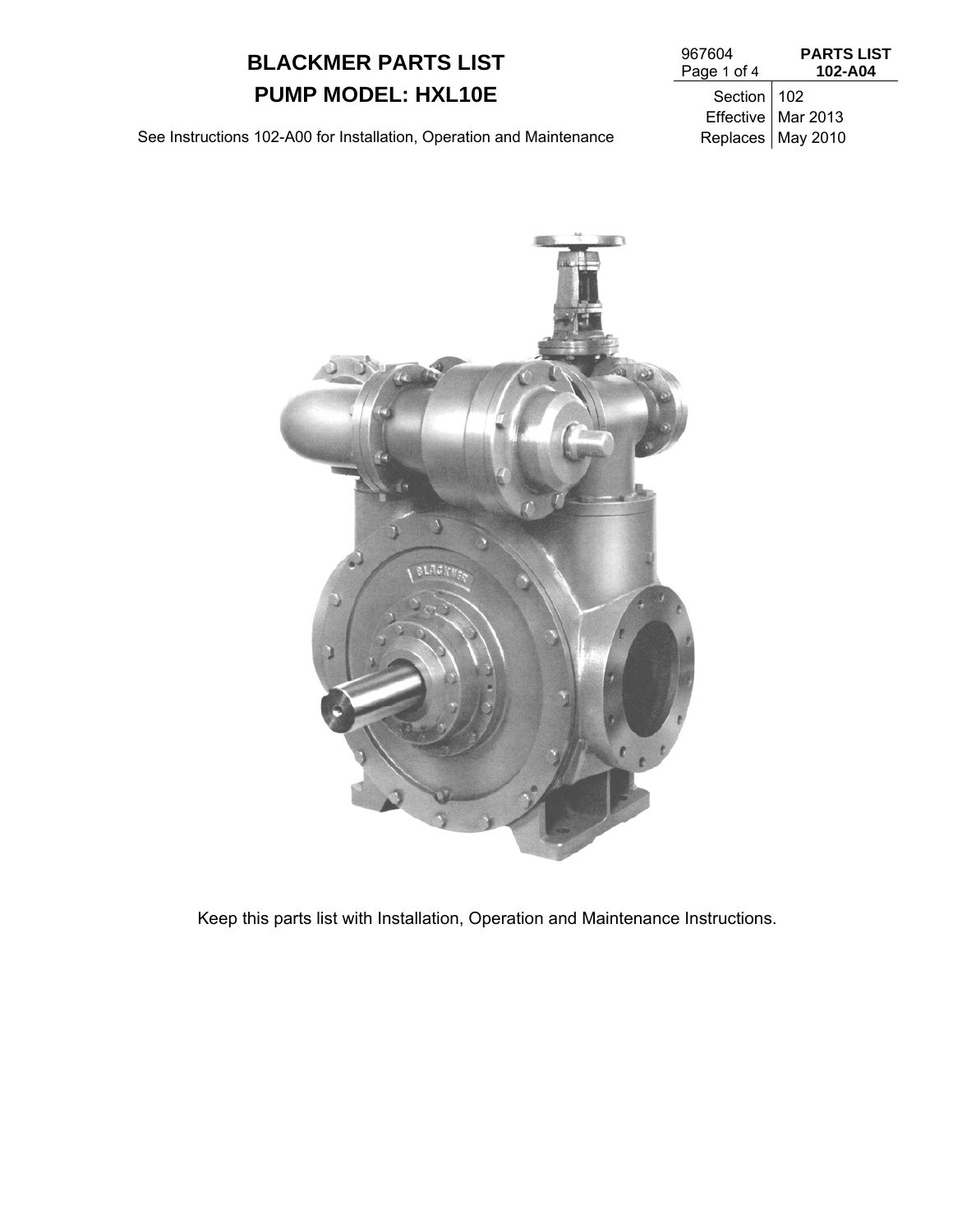# BLACKMER PARTS LIST
# PUMP MODEL: HXL10E

967604

**PARTS LIST**
**102-A04**

| | |
|---|---|
| Section | 102 |
| Effective | Mar 2013 |
| Replaces | May 2010 |

See Instructions 102-A00 for Installation, Operation and Maintenance

Keep this parts list with Installation, Operation and Maintenance Instructions.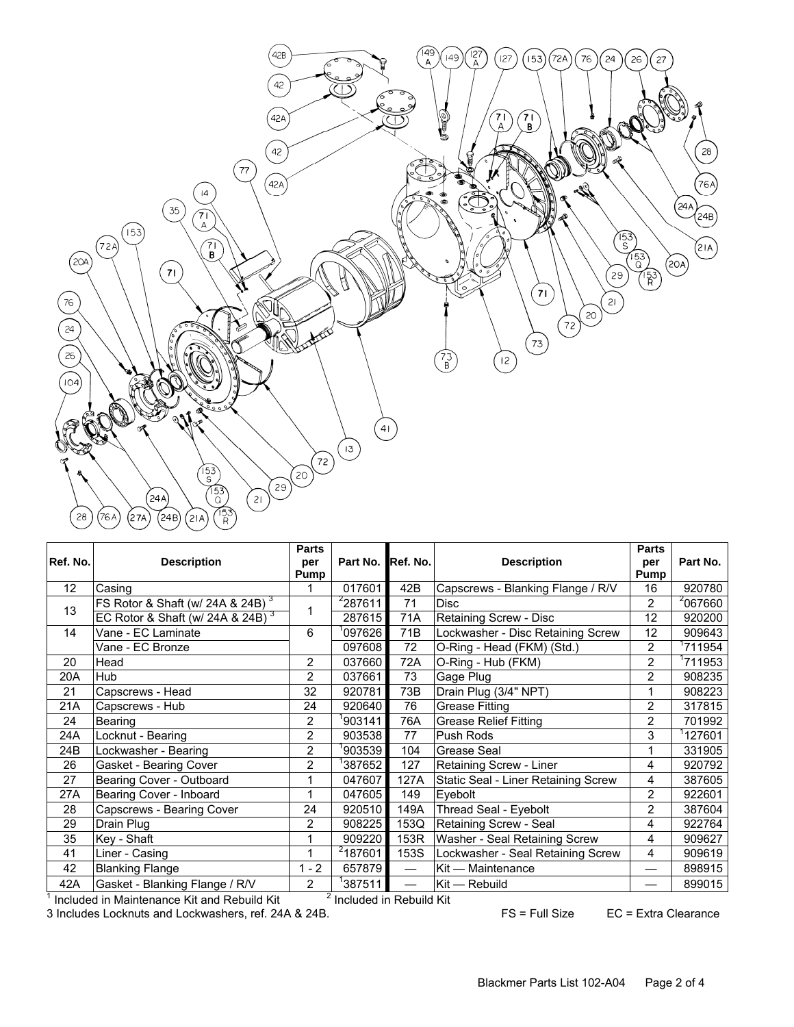| Ref. No. | Description | Parts per Pump | Part No. | Ref. No. | Description | Parts per Pump | Part No. |
|---|---|---|---|---|---|---|---|
| 12 | Casing | 1 | 017601 | 42B | Capscrews - Blanking Flange / R/V | 16 | 920780 |
| 13 | FS Rotor & Shaft (w/ 24A & 24B) [3] | 1 | [2]287611 | 71 | Disc | 2 | [2]067660 |
| | EC Rotor & Shaft (w/ 24A & 24B) [3] | | 287615 | 71A | Retaining Screw - Disc | 12 | 920200 |
| 14 | Vane - EC Laminate | 6 | [1]097626 | 71B | Lockwasher - Disc Retaining Screw | 12 | 909643 |
| | Vane - EC Bronze | | 097608 | 72 | O-Ring - Head (FKM) (Std.) | 2 | [1]711954 |
| 20 | Head | 2 | 037660 | 72A | O-Ring - Hub (FKM) | 2 | [1]711953 |
| 20A | Hub | 2 | 037661 | 73 | Gage Plug | 2 | 908235 |
| 21 | Capscrews - Head | 32 | 920781 | 73B | Drain Plug (3/4" NPT) | 1 | 908223 |
| 21A | Capscrews - Hub | 24 | 920640 | 76 | Grease Fitting | 2 | 317815 |
| 24 | Bearing | 2 | [1]903141 | 76A | Grease Relief Fitting | 2 | 701992 |
| 24A | Locknut - Bearing | 2 | 903538 | 77 | Push Rods | 3 | [1]127601 |
| 24B | Lockwasher - Bearing | 2 | [1]903539 | 104 | Grease Seal | 1 | 331905 |
| 26 | Gasket - Bearing Cover | 2 | [1]387652 | 127 | Retaining Screw - Liner | 4 | 920792 |
| 27 | Bearing Cover - Outboard | 1 | 047607 | 127A | Static Seal - Liner Retaining Screw | 4 | 387605 |
| 27A | Bearing Cover - Inboard | 1 | 047605 | 149 | Eyebolt | 2 | 922601 |
| 28 | Capscrews - Bearing Cover | 24 | 920510 | 149A | Thread Seal - Eyebolt | 2 | 387604 |
| 29 | Drain Plug | 2 | 908225 | 153Q | Retaining Screw - Seal | 4 | 922764 |
| 35 | Key - Shaft | 1 | 909220 | 153R | Washer - Seal Retaining Screw | 4 | 909627 |
| 41 | Liner - Casing | 1 | [2]187601 | 153S | Lockwasher - Seal Retaining Screw | 4 | 909619 |
| 42 | Blanking Flange | 1 - 2 | 657879 | — | Kit — Maintenance | — | 898915 |
| 42A | Gasket - Blanking Flange / R/V | 2 | [1]387511 | — | Kit — Rebuild | — | 899015 |

[1] Included in Maintenance Kit and Rebuild Kit  [2] Included in Rebuild Kit

3 Includes Locknuts and Lockwashers, ref. 24A & 24B.  FS = Full Size  EC = Extra Clearance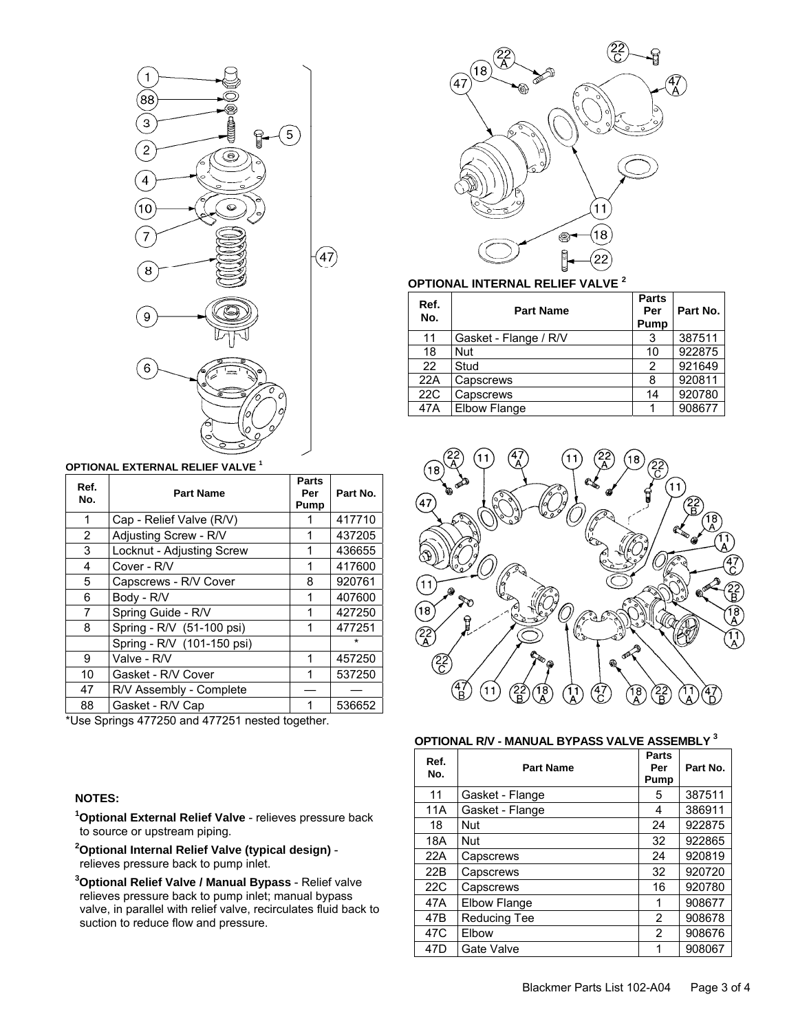**OPTIONAL EXTERNAL RELIEF VALVE [1]**

| Ref. No. | Part Name | Parts Per Pump | Part No. |
|---|---|---|---|
| 1 | Cap - Relief Valve (R/V) | 1 | 417710 |
| 2 | Adjusting Screw - R/V | 1 | 437205 |
| 3 | Locknut - Adjusting Screw | 1 | 436655 |
| 4 | Cover - R/V | 1 | 417600 |
| 5 | Capscrews - R/V Cover | 8 | 920761 |
| 6 | Body - R/V | 1 | 407600 |
| 7 | Spring Guide - R/V | 1 | 427250 |
| 8 | Spring - R/V (51-100 psi) | 1 | 477251 |
| | Spring - R/V (101-150 psi) | | * |
| 9 | Valve - R/V | 1 | 457250 |
| 10 | Gasket - R/V Cover | 1 | 537250 |
| 47 | R/V Assembly - Complete | — | — |
| 88 | Gasket - R/V Cap | 1 | 536652 |

*Use Springs 477250 and 477251 nested together.

**OPTIONAL INTERNAL RELIEF VALVE [2]**

| Ref. No. | Part Name | Parts Per Pump | Part No. |
|---|---|---|---|
| 11 | Gasket - Flange / R/V | 3 | 387511 |
| 18 | Nut | 10 | 922875 |
| 22 | Stud | 2 | 921649 |
| 22A | Capscrews | 8 | 920811 |
| 22C | Capscrews | 14 | 920780 |
| 47A | Elbow Flange | 1 | 908677 |

**OPTIONAL R/V - MANUAL BYPASS VALVE ASSEMBLY [3]**

| Ref. No. | Part Name | Parts Per Pump | Part No. |
|---|---|---|---|
| 11 | Gasket - Flange | 5 | 387511 |
| 11A | Gasket - Flange | 4 | 386911 |
| 18 | Nut | 24 | 922875 |
| 18A | Nut | 32 | 922865 |
| 22A | Capscrews | 24 | 920819 |
| 22B | Capscrews | 32 | 920720 |
| 22C | Capscrews | 16 | 920780 |
| 47A | Elbow Flange | 1 | 908677 |
| 47B | Reducing Tee | 2 | 908678 |
| 47C | Elbow | 2 | 908676 |
| 47D | Gate Valve | 1 | 908067 |

**NOTES:**

[1]**Optional External Relief Valve** - relieves pressure back to source or upstream piping.

[2]**Optional Internal Relief Valve (typical design)** - relieves pressure back to pump inlet.

[3]**Optional Relief Valve / Manual Bypass** - Relief valve relieves pressure back to pump inlet; manual bypass valve, in parallel with relief valve, recirculates fluid back to suction to reduce flow and pressure.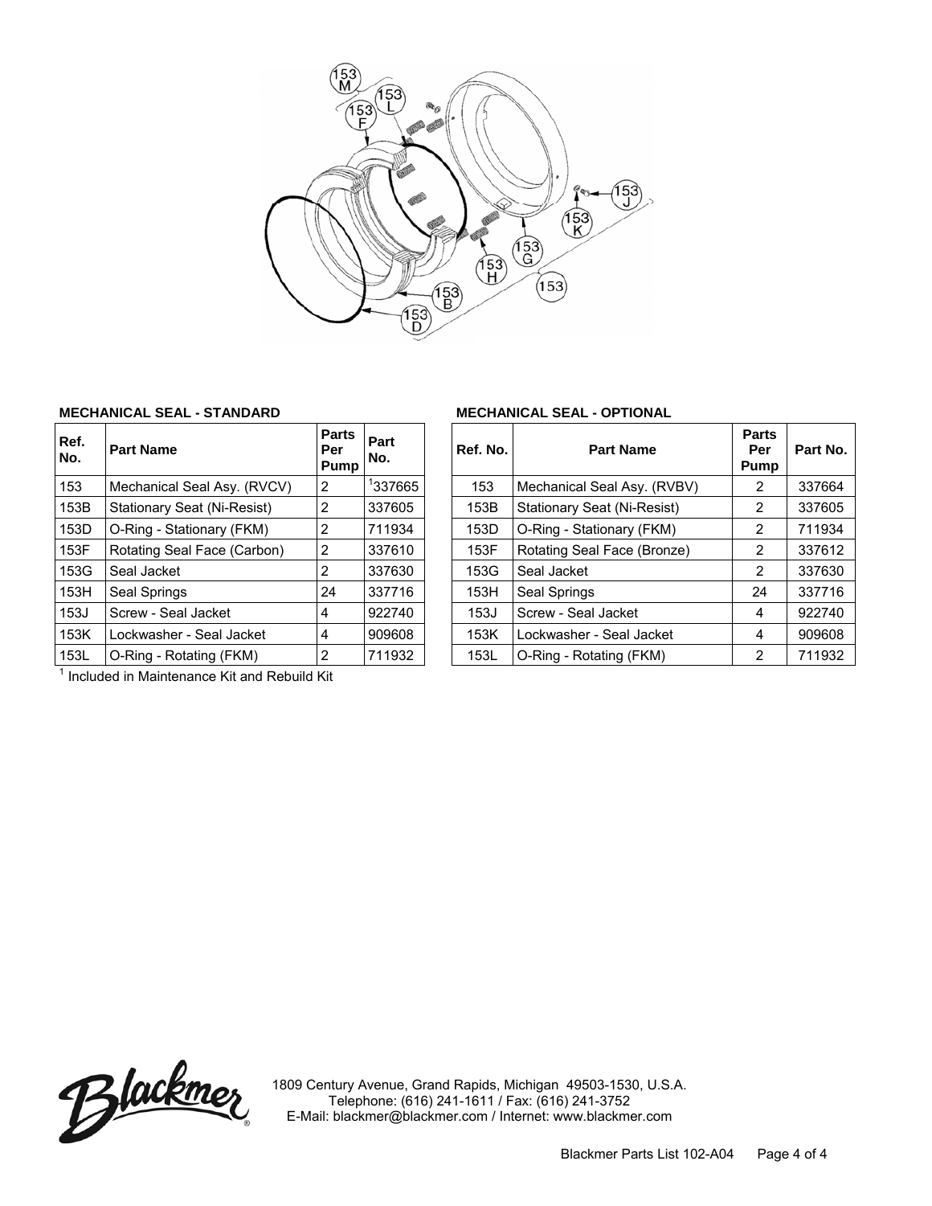153M
153L
153F
153J
153K
153G
153H
153
153B
153D

**MECHANICAL SEAL - STANDARD**

| Ref. No. | Part Name | Parts Per Pump | Part No. |
|---|---|---|---|
| 153 | Mechanical Seal Asy. (RVCV) | 2 | [1]337665 |
| 153B | Stationary Seat (Ni-Resist) | 2 | 337605 |
| 153D | O-Ring - Stationary (FKM) | 2 | 711934 |
| 153F | Rotating Seal Face (Carbon) | 2 | 337610 |
| 153G | Seal Jacket | 2 | 337630 |
| 153H | Seal Springs | 24 | 337716 |
| 153J | Screw - Seal Jacket | 4 | 922740 |
| 153K | Lockwasher - Seal Jacket | 4 | 909608 |
| 153L | O-Ring - Rotating (FKM) | 2 | 711932 |

[1] Included in Maintenance Kit and Rebuild Kit

**MECHANICAL SEAL - OPTIONAL**

| Ref. No. | Part Name | Parts Per Pump | Part No. |
|---|---|---|---|
| 153 | Mechanical Seal Asy. (RVBV) | 2 | 337664 |
| 153B | Stationary Seat (Ni-Resist) | 2 | 337605 |
| 153D | O-Ring - Stationary (FKM) | 2 | 711934 |
| 153F | Rotating Seal Face (Bronze) | 2 | 337612 |
| 153G | Seal Jacket | 2 | 337630 |
| 153H | Seal Springs | 24 | 337716 |
| 153J | Screw - Seal Jacket | 4 | 922740 |
| 153K | Lockwasher - Seal Jacket | 4 | 909608 |
| 153L | O-Ring - Rotating (FKM) | 2 | 711932 |

Blackmer

1809 Century Avenue, Grand Rapids, Michigan 49503-1530, U.S.A.
Telephone: (616) 241-1611 / Fax: (616) 241-3752
E-Mail: blackmer@blackmer.com / Internet: www.blackmer.com

Blackmer Parts List 102-A04